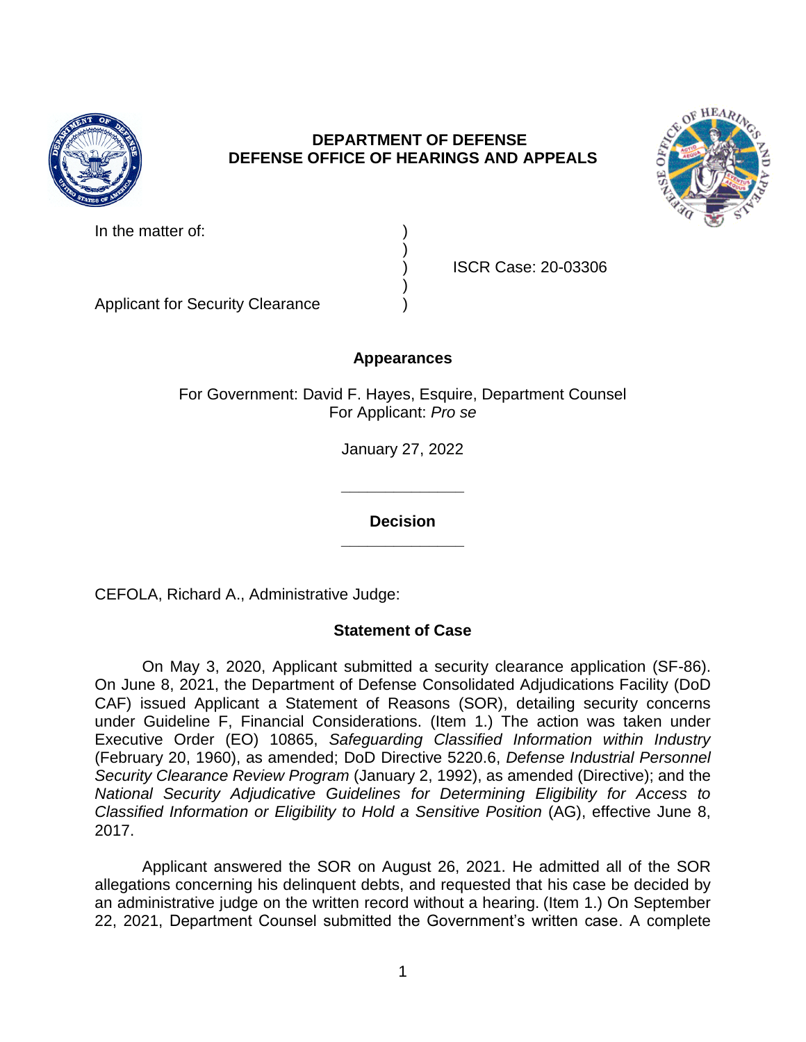**DEPARTMENT OF DEFENSE**
**DEFENSE OFFICE OF HEARINGS AND APPEALS**

In the matter of: )
)
) ISCR Case: 20-03306
)
Applicant for Security Clearance )

**Appearances**

For Government: David F. Hayes, Esquire, Department Counsel
For Applicant: *Pro se*

January 27, 2022

______________

**Decision**

______________

CEFOLA, Richard A., Administrative Judge:

**Statement of Case**

On May 3, 2020, Applicant submitted a security clearance application (SF-86). On June 8, 2021, the Department of Defense Consolidated Adjudications Facility (DoD CAF) issued Applicant a Statement of Reasons (SOR), detailing security concerns under Guideline F, Financial Considerations. (Item 1.) The action was taken under Executive Order (EO) 10865, *Safeguarding Classified Information within Industry* (February 20, 1960), as amended; DoD Directive 5220.6, *Defense Industrial Personnel Security Clearance Review Program* (January 2, 1992), as amended (Directive); and the *National Security Adjudicative Guidelines for Determining Eligibility for Access to Classified Information or Eligibility to Hold a Sensitive Position* (AG), effective June 8, 2017.

Applicant answered the SOR on August 26, 2021. He admitted all of the SOR allegations concerning his delinquent debts, and requested that his case be decided by an administrative judge on the written record without a hearing. (Item 1.) On September 22, 2021, Department Counsel submitted the Government's written case. A complete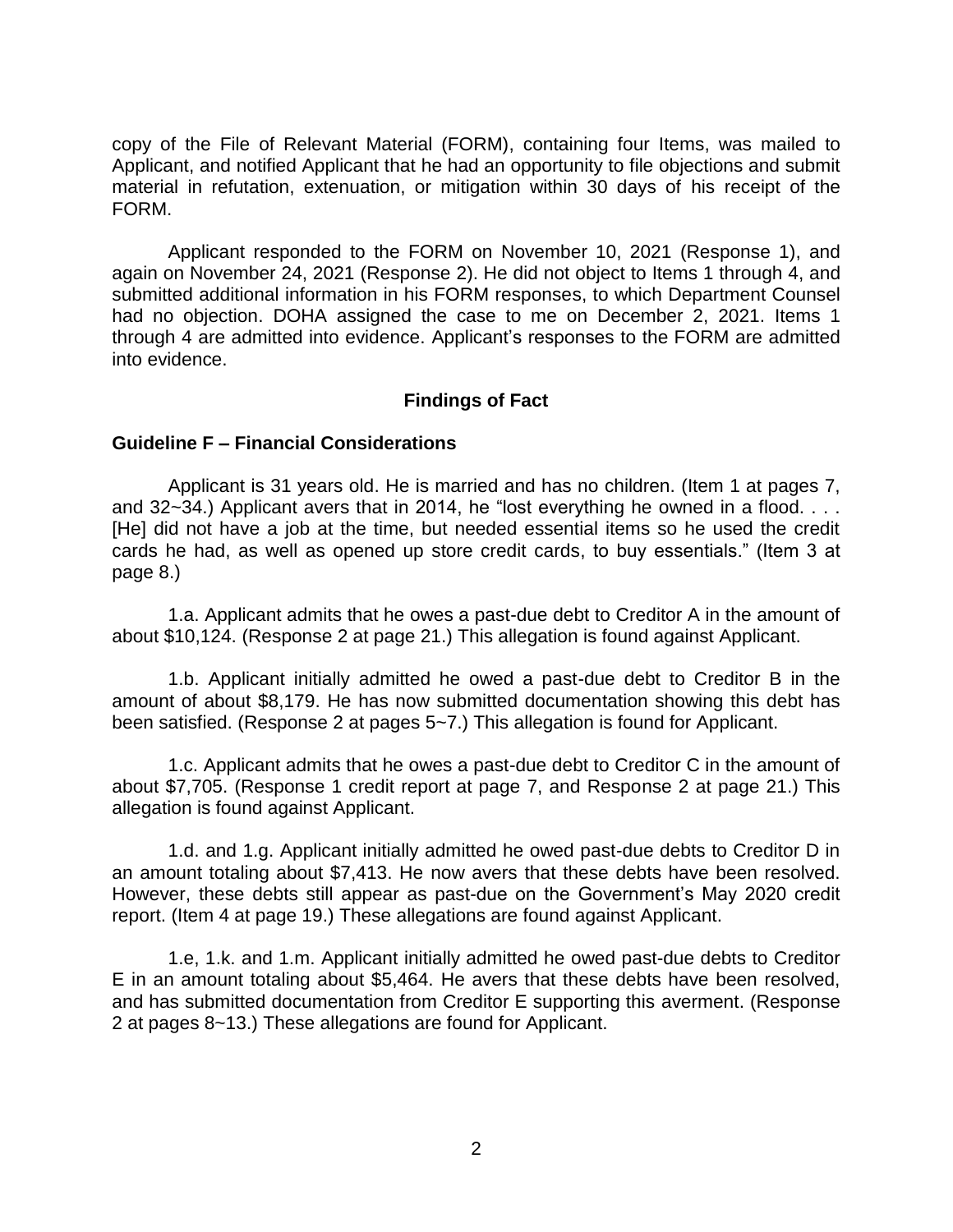copy of the File of Relevant Material (FORM), containing four Items, was mailed to Applicant, and notified Applicant that he had an opportunity to file objections and submit material in refutation, extenuation, or mitigation within 30 days of his receipt of the FORM.

Applicant responded to the FORM on November 10, 2021 (Response 1), and again on November 24, 2021 (Response 2). He did not object to Items 1 through 4, and submitted additional information in his FORM responses, to which Department Counsel had no objection. DOHA assigned the case to me on December 2, 2021. Items 1 through 4 are admitted into evidence. Applicant's responses to the FORM are admitted into evidence.

## Findings of Fact

### Guideline F – Financial Considerations

Applicant is 31 years old. He is married and has no children. (Item 1 at pages 7, and 32~34.) Applicant avers that in 2014, he "lost everything he owned in a flood. . . . [He] did not have a job at the time, but needed essential items so he used the credit cards he had, as well as opened up store credit cards, to buy essentials." (Item 3 at page 8.)

1.a. Applicant admits that he owes a past-due debt to Creditor A in the amount of about $10,124. (Response 2 at page 21.) This allegation is found against Applicant.

1.b. Applicant initially admitted he owed a past-due debt to Creditor B in the amount of about $8,179. He has now submitted documentation showing this debt has been satisfied. (Response 2 at pages 5~7.) This allegation is found for Applicant.

1.c. Applicant admits that he owes a past-due debt to Creditor C in the amount of about $7,705. (Response 1 credit report at page 7, and Response 2 at page 21.) This allegation is found against Applicant.

1.d. and 1.g. Applicant initially admitted he owed past-due debts to Creditor D in an amount totaling about $7,413. He now avers that these debts have been resolved. However, these debts still appear as past-due on the Government's May 2020 credit report. (Item 4 at page 19.) These allegations are found against Applicant.

1.e, 1.k. and 1.m. Applicant initially admitted he owed past-due debts to Creditor E in an amount totaling about $5,464. He avers that these debts have been resolved, and has submitted documentation from Creditor E supporting this averment. (Response 2 at pages 8~13.) These allegations are found for Applicant.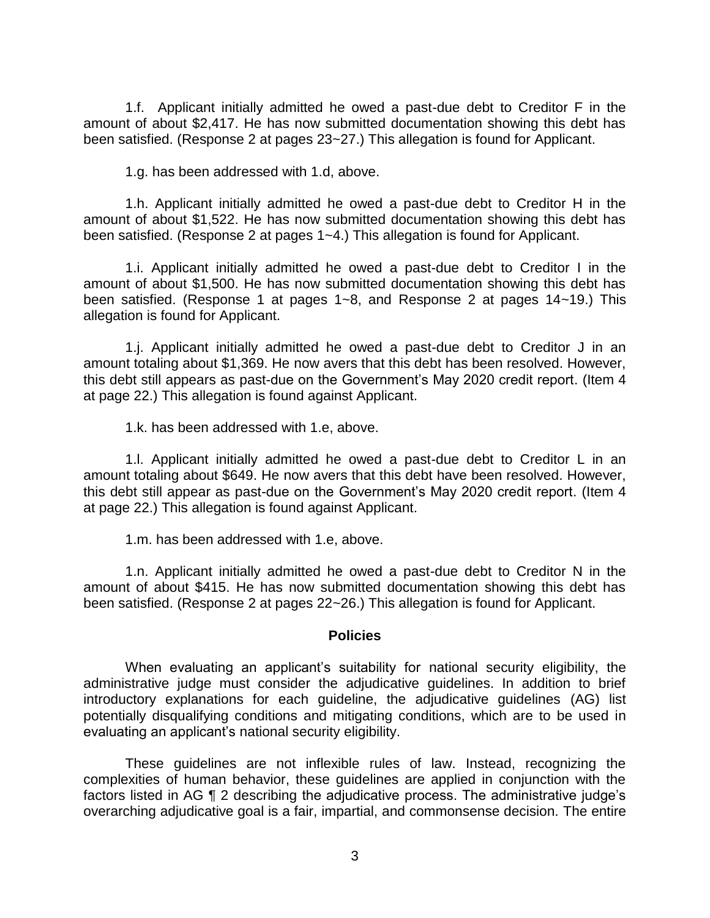1.f. Applicant initially admitted he owed a past-due debt to Creditor F in the amount of about $2,417. He has now submitted documentation showing this debt has been satisfied. (Response 2 at pages 23~27.) This allegation is found for Applicant.

1.g. has been addressed with 1.d, above.

1.h. Applicant initially admitted he owed a past-due debt to Creditor H in the amount of about $1,522. He has now submitted documentation showing this debt has been satisfied. (Response 2 at pages 1~4.) This allegation is found for Applicant.

1.i. Applicant initially admitted he owed a past-due debt to Creditor I in the amount of about $1,500. He has now submitted documentation showing this debt has been satisfied. (Response 1 at pages 1~8, and Response 2 at pages 14~19.) This allegation is found for Applicant.

1.j. Applicant initially admitted he owed a past-due debt to Creditor J in an amount totaling about $1,369. He now avers that this debt has been resolved. However, this debt still appears as past-due on the Government's May 2020 credit report. (Item 4 at page 22.) This allegation is found against Applicant.

1.k. has been addressed with 1.e, above.

1.l. Applicant initially admitted he owed a past-due debt to Creditor L in an amount totaling about $649. He now avers that this debt have been resolved. However, this debt still appear as past-due on the Government's May 2020 credit report. (Item 4 at page 22.) This allegation is found against Applicant.

1.m. has been addressed with 1.e, above.

1.n. Applicant initially admitted he owed a past-due debt to Creditor N in the amount of about $415. He has now submitted documentation showing this debt has been satisfied. (Response 2 at pages 22~26.) This allegation is found for Applicant.

## Policies

When evaluating an applicant's suitability for national security eligibility, the administrative judge must consider the adjudicative guidelines. In addition to brief introductory explanations for each guideline, the adjudicative guidelines (AG) list potentially disqualifying conditions and mitigating conditions, which are to be used in evaluating an applicant's national security eligibility.

These guidelines are not inflexible rules of law. Instead, recognizing the complexities of human behavior, these guidelines are applied in conjunction with the factors listed in AG ¶ 2 describing the adjudicative process. The administrative judge's overarching adjudicative goal is a fair, impartial, and commonsense decision. The entire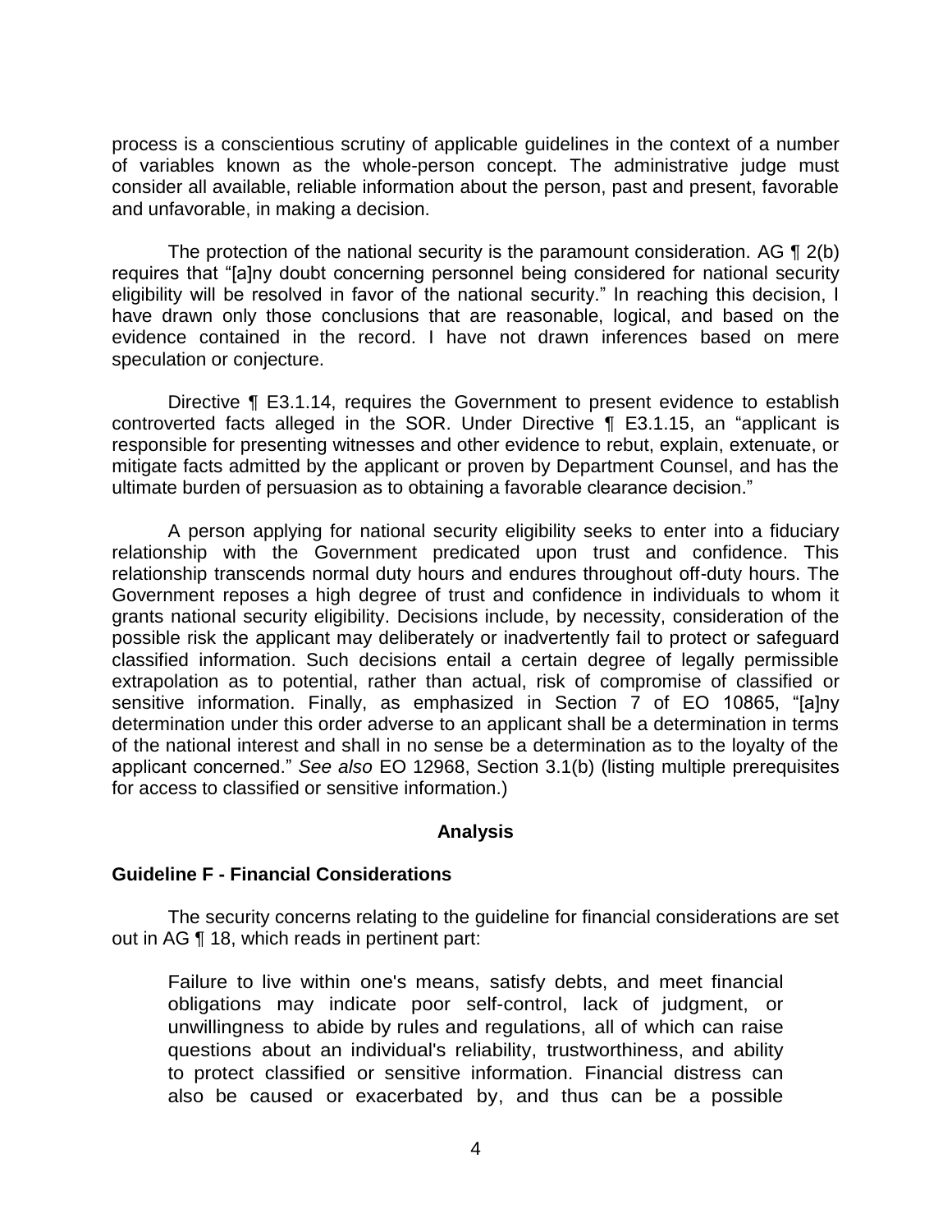process is a conscientious scrutiny of applicable guidelines in the context of a number of variables known as the whole-person concept. The administrative judge must consider all available, reliable information about the person, past and present, favorable and unfavorable, in making a decision.

The protection of the national security is the paramount consideration. AG ¶ 2(b) requires that "[a]ny doubt concerning personnel being considered for national security eligibility will be resolved in favor of the national security." In reaching this decision, I have drawn only those conclusions that are reasonable, logical, and based on the evidence contained in the record. I have not drawn inferences based on mere speculation or conjecture.

Directive ¶ E3.1.14, requires the Government to present evidence to establish controverted facts alleged in the SOR. Under Directive ¶ E3.1.15, an "applicant is responsible for presenting witnesses and other evidence to rebut, explain, extenuate, or mitigate facts admitted by the applicant or proven by Department Counsel, and has the ultimate burden of persuasion as to obtaining a favorable clearance decision."

A person applying for national security eligibility seeks to enter into a fiduciary relationship with the Government predicated upon trust and confidence. This relationship transcends normal duty hours and endures throughout off-duty hours. The Government reposes a high degree of trust and confidence in individuals to whom it grants national security eligibility. Decisions include, by necessity, consideration of the possible risk the applicant may deliberately or inadvertently fail to protect or safeguard classified information. Such decisions entail a certain degree of legally permissible extrapolation as to potential, rather than actual, risk of compromise of classified or sensitive information. Finally, as emphasized in Section 7 of EO 10865, "[a]ny determination under this order adverse to an applicant shall be a determination in terms of the national interest and shall in no sense be a determination as to the loyalty of the applicant concerned." *See also* EO 12968, Section 3.1(b) (listing multiple prerequisites for access to classified or sensitive information.)

## Analysis

### Guideline F - Financial Considerations

The security concerns relating to the guideline for financial considerations are set out in AG ¶ 18, which reads in pertinent part:

> Failure to live within one's means, satisfy debts, and meet financial obligations may indicate poor self-control, lack of judgment, or unwillingness to abide by rules and regulations, all of which can raise questions about an individual's reliability, trustworthiness, and ability to protect classified or sensitive information. Financial distress can also be caused or exacerbated by, and thus can be a possible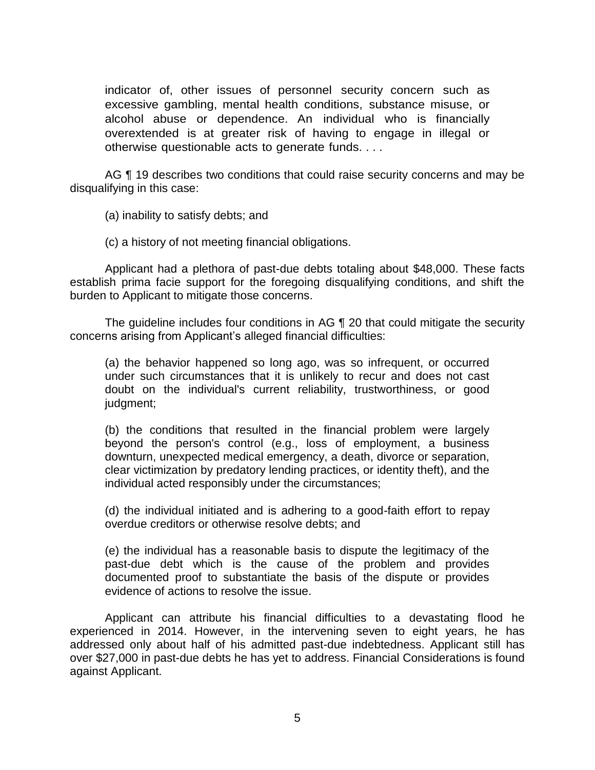indicator of, other issues of personnel security concern such as excessive gambling, mental health conditions, substance misuse, or alcohol abuse or dependence. An individual who is financially overextended is at greater risk of having to engage in illegal or otherwise questionable acts to generate funds. . . .

AG ¶ 19 describes two conditions that could raise security concerns and may be disqualifying in this case:

> (a) inability to satisfy debts; and
>
> (c) a history of not meeting financial obligations.

Applicant had a plethora of past-due debts totaling about $48,000. These facts establish prima facie support for the foregoing disqualifying conditions, and shift the burden to Applicant to mitigate those concerns.

The guideline includes four conditions in AG ¶ 20 that could mitigate the security concerns arising from Applicant's alleged financial difficulties:

> (a) the behavior happened so long ago, was so infrequent, or occurred under such circumstances that it is unlikely to recur and does not cast doubt on the individual's current reliability, trustworthiness, or good judgment;
>
> (b) the conditions that resulted in the financial problem were largely beyond the person's control (e.g., loss of employment, a business downturn, unexpected medical emergency, a death, divorce or separation, clear victimization by predatory lending practices, or identity theft), and the individual acted responsibly under the circumstances;
>
> (d) the individual initiated and is adhering to a good-faith effort to repay overdue creditors or otherwise resolve debts; and
>
> (e) the individual has a reasonable basis to dispute the legitimacy of the past-due debt which is the cause of the problem and provides documented proof to substantiate the basis of the dispute or provides evidence of actions to resolve the issue.

Applicant can attribute his financial difficulties to a devastating flood he experienced in 2014. However, in the intervening seven to eight years, he has addressed only about half of his admitted past-due indebtedness. Applicant still has over $27,000 in past-due debts he has yet to address. Financial Considerations is found against Applicant.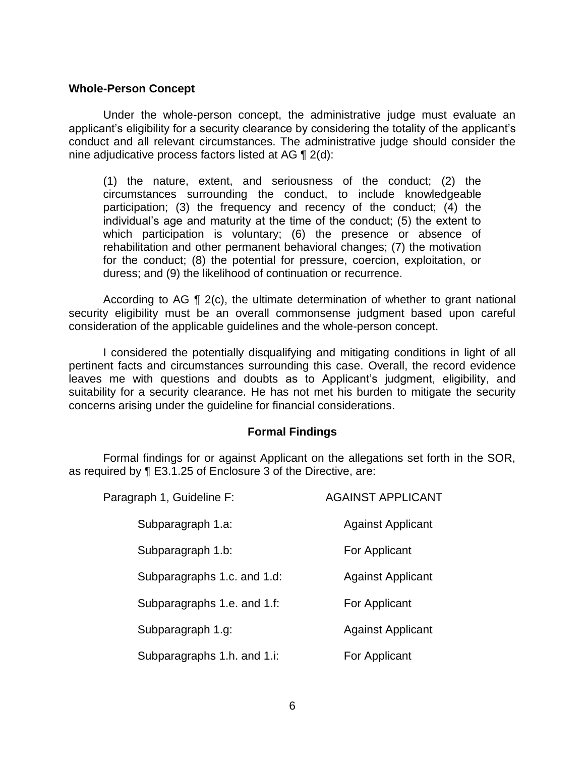**Whole-Person Concept**

Under the whole-person concept, the administrative judge must evaluate an applicant's eligibility for a security clearance by considering the totality of the applicant's conduct and all relevant circumstances. The administrative judge should consider the nine adjudicative process factors listed at AG ¶ 2(d):

> (1) the nature, extent, and seriousness of the conduct; (2) the circumstances surrounding the conduct, to include knowledgeable participation; (3) the frequency and recency of the conduct; (4) the individual's age and maturity at the time of the conduct; (5) the extent to which participation is voluntary; (6) the presence or absence of rehabilitation and other permanent behavioral changes; (7) the motivation for the conduct; (8) the potential for pressure, coercion, exploitation, or duress; and (9) the likelihood of continuation or recurrence.

According to AG ¶ 2(c), the ultimate determination of whether to grant national security eligibility must be an overall commonsense judgment based upon careful consideration of the applicable guidelines and the whole-person concept.

I considered the potentially disqualifying and mitigating conditions in light of all pertinent facts and circumstances surrounding this case. Overall, the record evidence leaves me with questions and doubts as to Applicant's judgment, eligibility, and suitability for a security clearance. He has not met his burden to mitigate the security concerns arising under the guideline for financial considerations.

**Formal Findings**

Formal findings for or against Applicant on the allegations set forth in the SOR, as required by ¶ E3.1.25 of Enclosure 3 of the Directive, are:

| | |
|---|---|
| Paragraph 1, Guideline F: | AGAINST APPLICANT |
| Subparagraph 1.a: | Against Applicant |
| Subparagraph 1.b: | For Applicant |
| Subparagraphs 1.c. and 1.d: | Against Applicant |
| Subparagraphs 1.e. and 1.f: | For Applicant |
| Subparagraph 1.g: | Against Applicant |
| Subparagraphs 1.h. and 1.i: | For Applicant |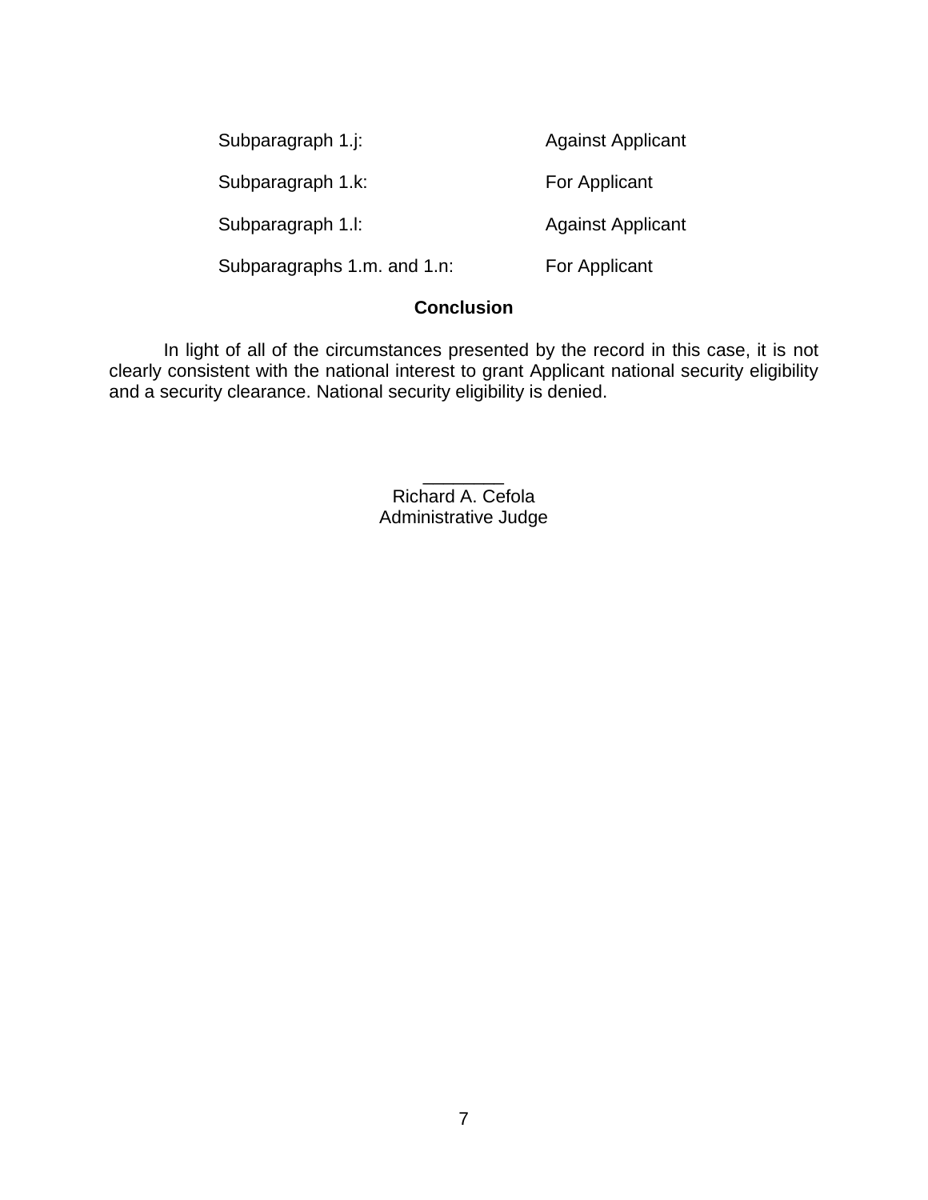| | |
|---|---|
| Subparagraph 1.j: | Against Applicant |
| Subparagraph 1.k: | For Applicant |
| Subparagraph 1.l: | Against Applicant |
| Subparagraphs 1.m. and 1.n: | For Applicant |

## Conclusion

In light of all of the circumstances presented by the record in this case, it is not clearly consistent with the national interest to grant Applicant national security eligibility and a security clearance. National security eligibility is denied.

________
Richard A. Cefola
Administrative Judge